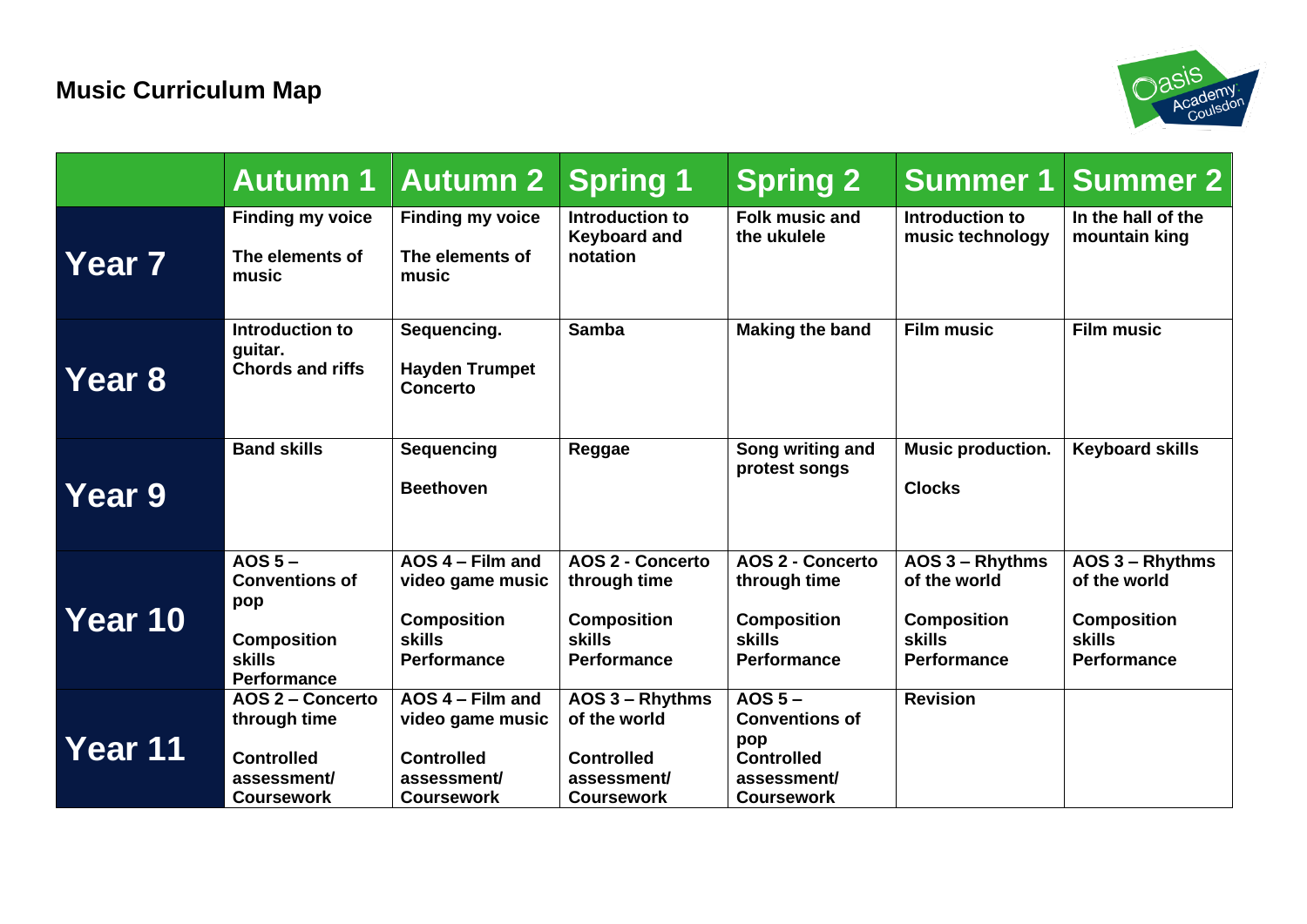# Music Curriculum Map

| | Autumn 1 | Autumn 2 | Spring 1 | Spring 2 | Summer 1 | Summer 2 |
|---|---|---|---|---|---|---|
| **Year 7** | **Finding my voice**<br><br>**The elements of music** | **Finding my voice**<br><br>**The elements of music** | **Introduction to Keyboard and notation** | **Folk music and the ukulele** | **Introduction to music technology** | **In the hall of the mountain king** |
| **Year 8** | **Introduction to guitar.**<br>**Chords and riffs** | **Sequencing.**<br><br>**Hayden Trumpet Concerto** | **Samba** | **Making the band** | **Film music** | **Film music** |
| **Year 9** | **Band skills** | **Sequencing**<br><br>**Beethoven** | **Reggae** | **Song writing and protest songs** | **Music production.**<br><br>**Clocks** | **Keyboard skills** |
| **Year 10** | **AOS 5 – Conventions of pop**<br><br>**Composition skills**<br>**Performance** | **AOS 4 – Film and video game music**<br><br>**Composition skills**<br>**Performance** | **AOS 2 - Concerto through time**<br><br>**Composition skills**<br>**Performance** | **AOS 2 - Concerto through time**<br><br>**Composition skills**<br>**Performance** | **AOS 3 – Rhythms of the world**<br><br>**Composition skills**<br>**Performance** | **AOS 3 – Rhythms of the world**<br><br>**Composition skills**<br>**Performance** |
| **Year 11** | **AOS 2 – Concerto through time**<br><br>**Controlled assessment/ Coursework** | **AOS 4 – Film and video game music**<br><br>**Controlled assessment/ Coursework** | **AOS 3 – Rhythms of the world**<br><br>**Controlled assessment/ Coursework** | **AOS 5 – Conventions of pop**<br>**Controlled assessment/ Coursework** | **Revision** | |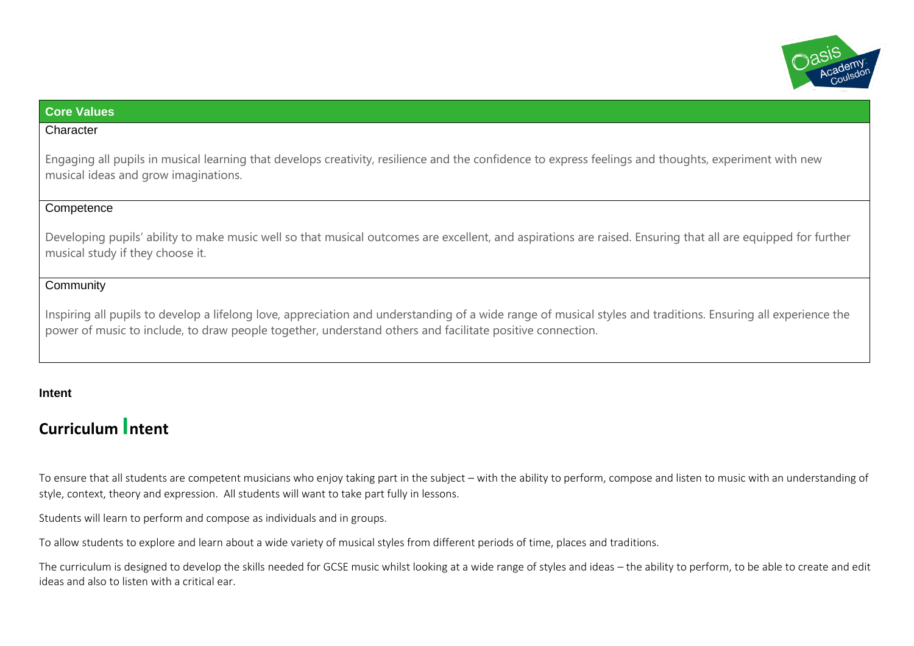| **Core Values** |
|---|
| Character<br><br>Engaging all pupils in musical learning that develops creativity, resilience and the confidence to express feelings and thoughts, experiment with new musical ideas and grow imaginations. |
| Competence<br><br>Developing pupils' ability to make music well so that musical outcomes are excellent, and aspirations are raised. Ensuring that all are equipped for further musical study if they choose it. |
| Community<br><br>Inspiring all pupils to develop a lifelong love, appreciation and understanding of a wide range of musical styles and traditions. Ensuring all experience the power of music to include, to draw people together, understand others and facilitate positive connection. |

**Intent**

## Curriculum Intent

To ensure that all students are competent musicians who enjoy taking part in the subject – with the ability to perform, compose and listen to music with an understanding of style, context, theory and expression. All students will want to take part fully in lessons.

Students will learn to perform and compose as individuals and in groups.

To allow students to explore and learn about a wide variety of musical styles from different periods of time, places and traditions.

The curriculum is designed to develop the skills needed for GCSE music whilst looking at a wide range of styles and ideas – the ability to perform, to be able to create and edit ideas and also to listen with a critical ear.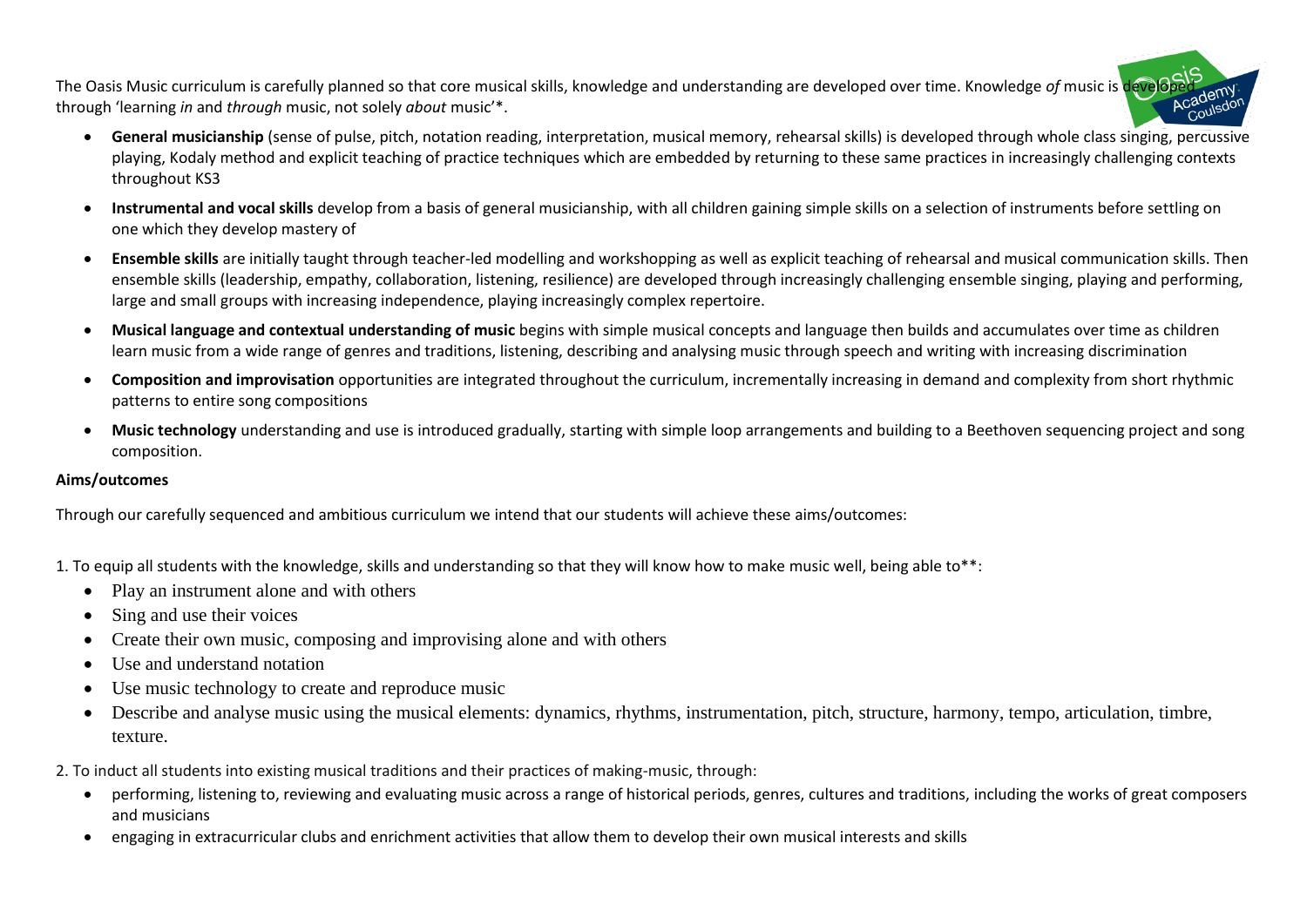The Oasis Music curriculum is carefully planned so that core musical skills, knowledge and understanding are developed over time. Knowledge *of* music is developed through 'learning *in* and *through* music, not solely *about* music'*.

- **General musicianship** (sense of pulse, pitch, notation reading, interpretation, musical memory, rehearsal skills) is developed through whole class singing, percussive playing, Kodaly method and explicit teaching of practice techniques which are embedded by returning to these same practices in increasingly challenging contexts throughout KS3
- **Instrumental and vocal skills** develop from a basis of general musicianship, with all children gaining simple skills on a selection of instruments before settling on one which they develop mastery of
- **Ensemble skills** are initially taught through teacher-led modelling and workshopping as well as explicit teaching of rehearsal and musical communication skills. Then ensemble skills (leadership, empathy, collaboration, listening, resilience) are developed through increasingly challenging ensemble singing, playing and performing, large and small groups with increasing independence, playing increasingly complex repertoire.
- **Musical language and contextual understanding of music** begins with simple musical concepts and language then builds and accumulates over time as children learn music from a wide range of genres and traditions, listening, describing and analysing music through speech and writing with increasing discrimination
- **Composition and improvisation** opportunities are integrated throughout the curriculum, incrementally increasing in demand and complexity from short rhythmic patterns to entire song compositions
- **Music technology** understanding and use is introduced gradually, starting with simple loop arrangements and building to a Beethoven sequencing project and song composition.

**Aims/outcomes**

Through our carefully sequenced and ambitious curriculum we intend that our students will achieve these aims/outcomes:

1. To equip all students with the knowledge, skills and understanding so that they will know how to make music well, being able to**:
   - Play an instrument alone and with others
   - Sing and use their voices
   - Create their own music, composing and improvising alone and with others
   - Use and understand notation
   - Use music technology to create and reproduce music
   - Describe and analyse music using the musical elements: dynamics, rhythms, instrumentation, pitch, structure, harmony, tempo, articulation, timbre, texture.

2. To induct all students into existing musical traditions and their practices of making-music, through:
   - performing, listening to, reviewing and evaluating music across a range of historical periods, genres, cultures and traditions, including the works of great composers and musicians
   - engaging in extracurricular clubs and enrichment activities that allow them to develop their own musical interests and skills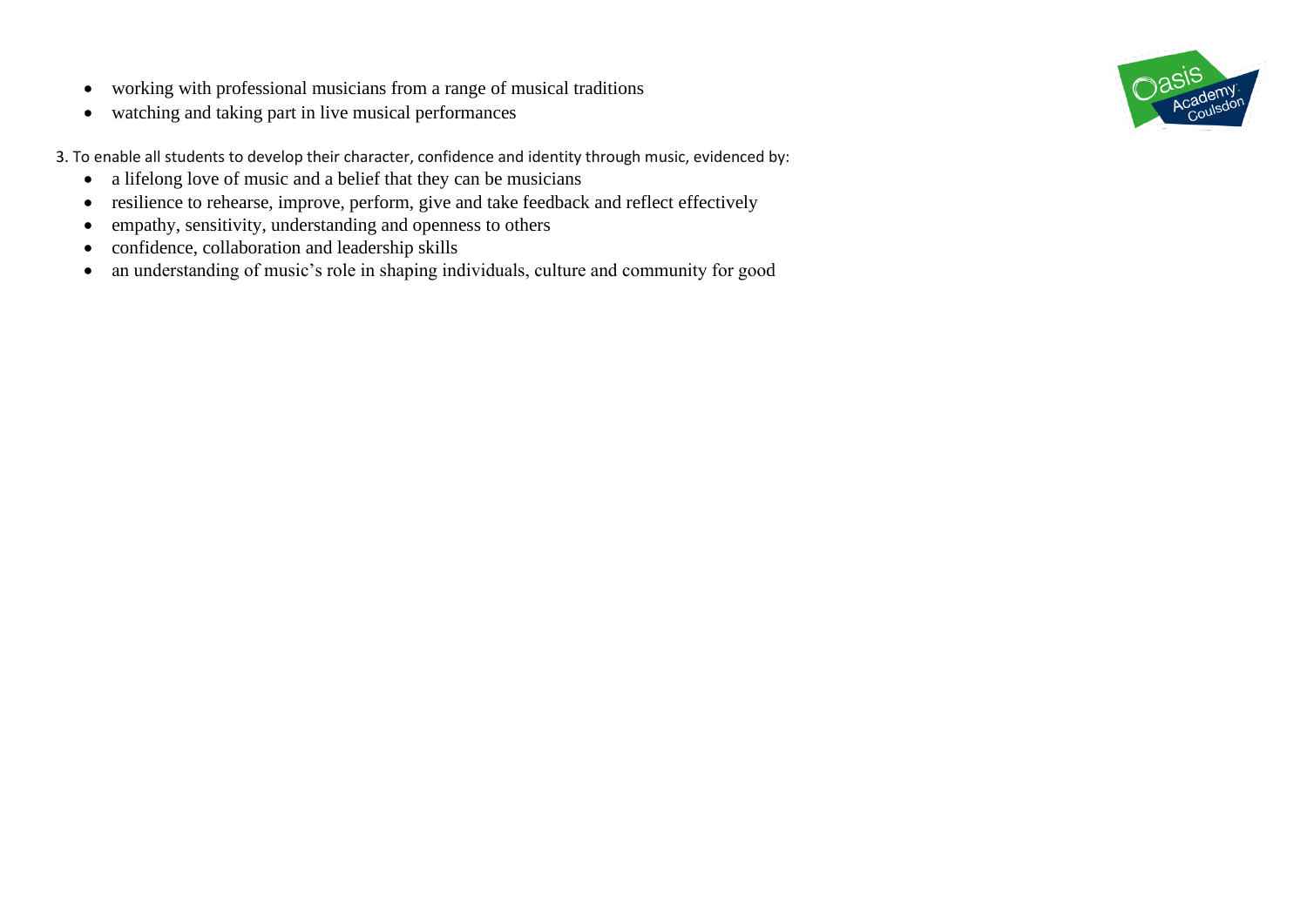- working with professional musicians from a range of musical traditions
- watching and taking part in live musical performances

3. To enable all students to develop their character, confidence and identity through music, evidenced by:

- a lifelong love of music and a belief that they can be musicians
- resilience to rehearse, improve, perform, give and take feedback and reflect effectively
- empathy, sensitivity, understanding and openness to others
- confidence, collaboration and leadership skills
- an understanding of music's role in shaping individuals, culture and community for good